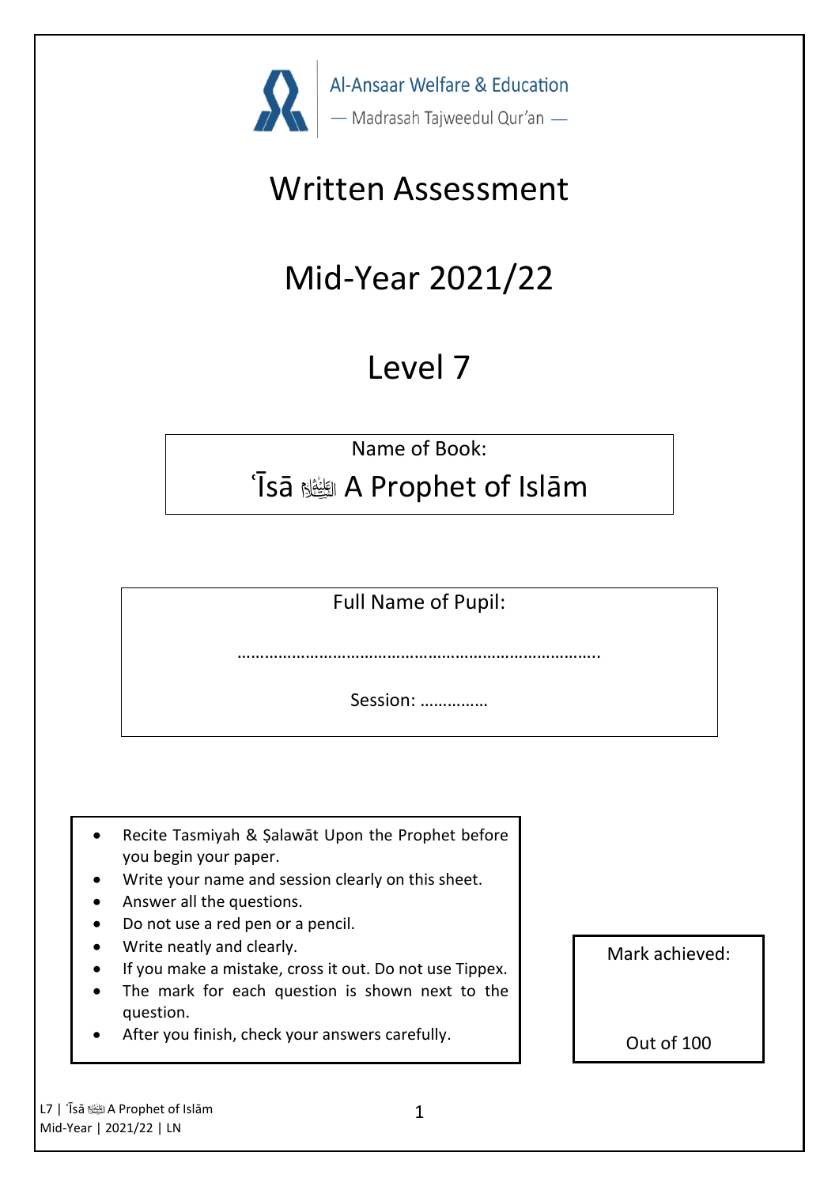Al-Ansaar Welfare & Education

— Madrasah Tajweedul Qur'an —

# Written Assessment

# Mid-Year 2021/22

# Level 7

Name of Book:

ʿĪsā ﷺ A Prophet of Islām

Full Name of Pupil:

…………………………………………………………………….

Session: ……………

- Recite Tasmiyah & Ṣalawāt Upon the Prophet before you begin your paper.
- Write your name and session clearly on this sheet.
- Answer all the questions.
- Do not use a red pen or a pencil.
- Write neatly and clearly.
- If you make a mistake, cross it out. Do not use Tippex.
- The mark for each question is shown next to the question.
- After you finish, check your answers carefully.

Mark achieved:

Out of 100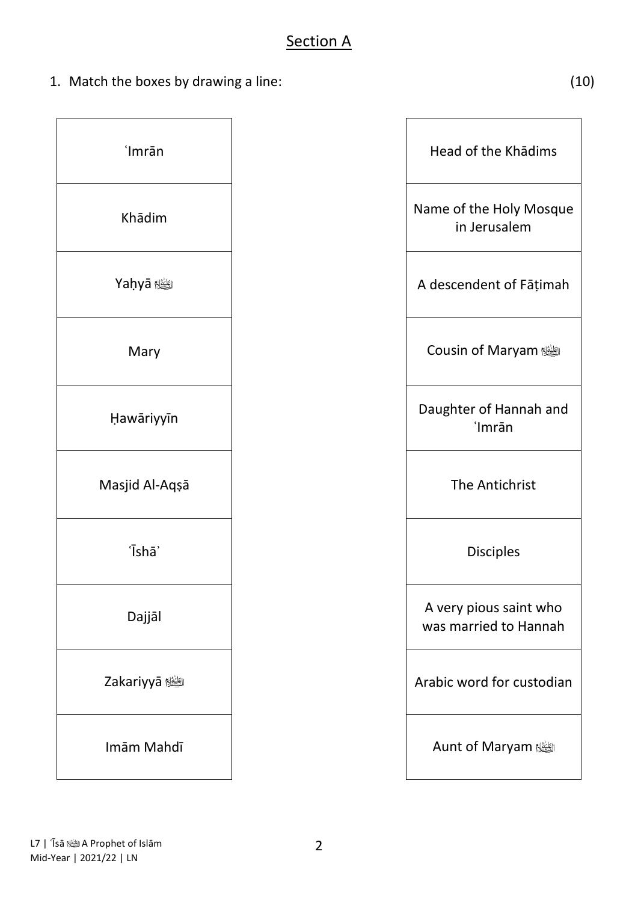## Section A

1. Match the boxes by drawing a line: (10)

| | |
|---|---|
| ʿImrān | Head of the Khādims |
| Khādim | Name of the Holy Mosque in Jerusalem |
| Yaḥyā ﷺ | A descendent of Fāṭimah |
| Mary | Cousin of Maryam ﷺ |
| Ḥawāriyyīn | Daughter of Hannah and ʿImrān |
| Masjid Al-Aqṣā | The Antichrist |
| ʿĪshāʾ | Disciples |
| Dajjāl | A very pious saint who was married to Hannah |
| Zakariyyā ﷺ | Arabic word for custodian |
| Imām Mahdī | Aunt of Maryam ﷺ |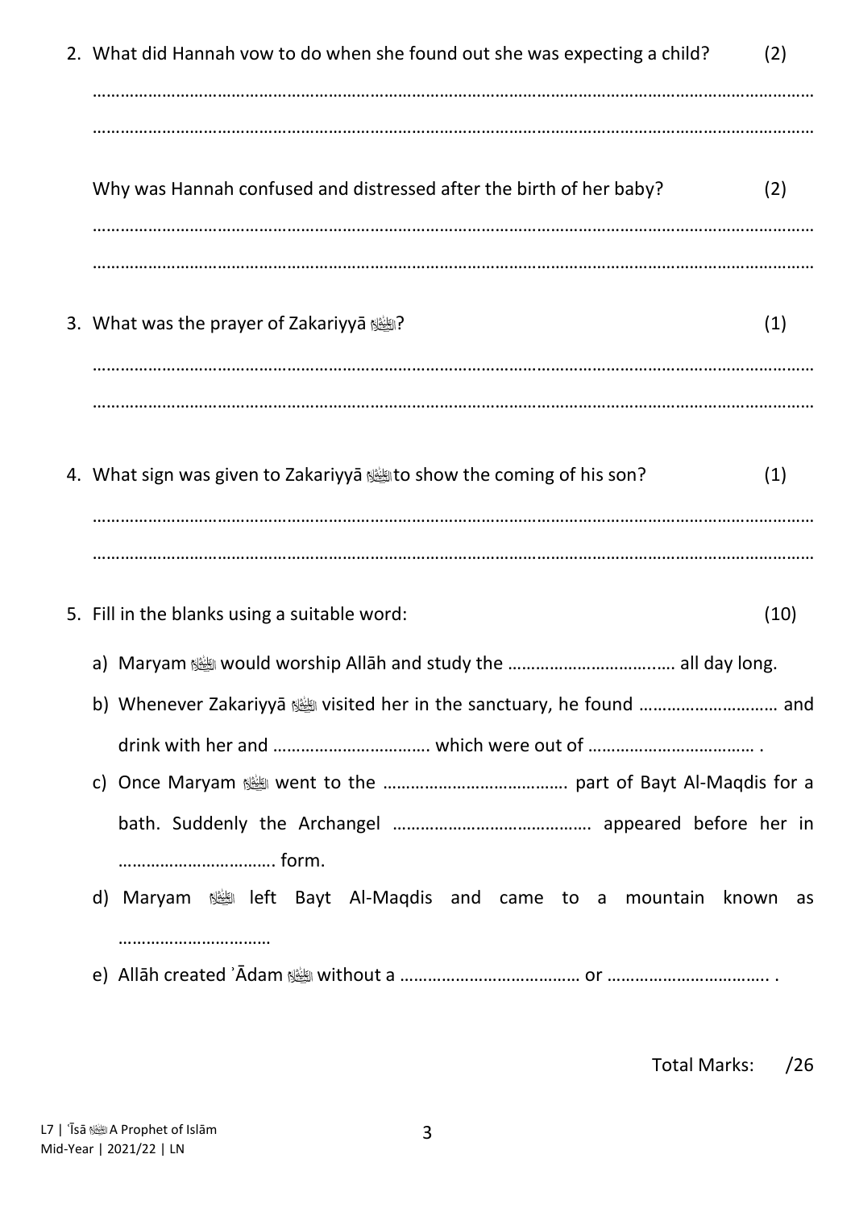2. What did Hannah vow to do when she found out she was expecting a child? (2)

………………………………………………………………………………………………………………………………

………………………………………………………………………………………………………………………………

Why was Hannah confused and distressed after the birth of her baby? (2)

………………………………………………………………………………………………………………………………

………………………………………………………………………………………………………………………………

3. What was the prayer of Zakariyyā ﷺ? (1)

………………………………………………………………………………………………………………………………

………………………………………………………………………………………………………………………………

4. What sign was given to Zakariyyā ﷺ to show the coming of his son? (1)

………………………………………………………………………………………………………………………………

………………………………………………………………………………………………………………………………

5. Fill in the blanks using a suitable word: (10)

   a) Maryam ﷺ would worship Allāh and study the ……………………………… all day long.

   b) Whenever Zakariyyā ﷺ visited her in the sanctuary, he found ……………………… and drink with her and …………………………. which were out of ……………………………… .

   c) Once Maryam ﷺ went to the ………………………………. part of Bayt Al-Maqdis for a bath. Suddenly the Archangel …………………………………. appeared before her in …………………………. form.

   d) Maryam ﷺ left Bayt Al-Maqdis and came to a mountain known as …………………………

   e) Allāh created ʾĀdam ﷺ without a ……………………………… or …………………………… .

Total Marks: /26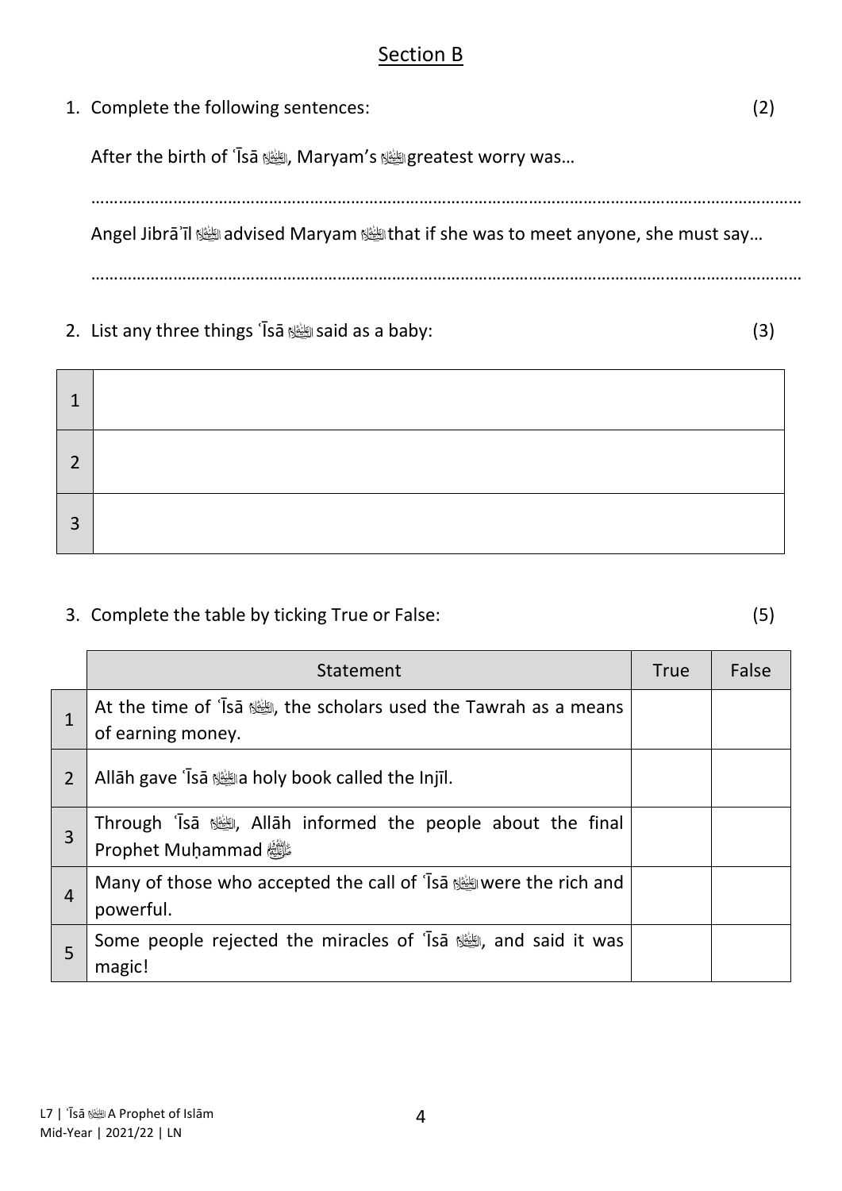## Section B

1. Complete the following sentences: (2)

   After the birth of ʿĪsā ﷺ, Maryam's ﷺ greatest worry was…

   …………………………………………………………………………………………………………………………………………

   Angel Jibrāʾīl ﷺ advised Maryam ﷺ that if she was to meet anyone, she must say…

   …………………………………………………………………………………………………………………………………………

2. List any three things ʿĪsā ﷺ said as a baby: (3)

| | |
|---|---|
| 1 | |
| 2 | |
| 3 | |

3. Complete the table by ticking True or False: (5)

| | Statement | True | False |
|---|---|---|---|
| 1 | At the time of ʿĪsā ﷺ, the scholars used the Tawrah as a means of earning money. | | |
| 2 | Allāh gave ʿĪsā ﷺ a holy book called the Injīl. | | |
| 3 | Through ʿĪsā ﷺ, Allāh informed the people about the final Prophet Muḥammad ﷺ | | |
| 4 | Many of those who accepted the call of ʿĪsā ﷺ were the rich and powerful. | | |
| 5 | Some people rejected the miracles of ʿĪsā ﷺ, and said it was magic! | | |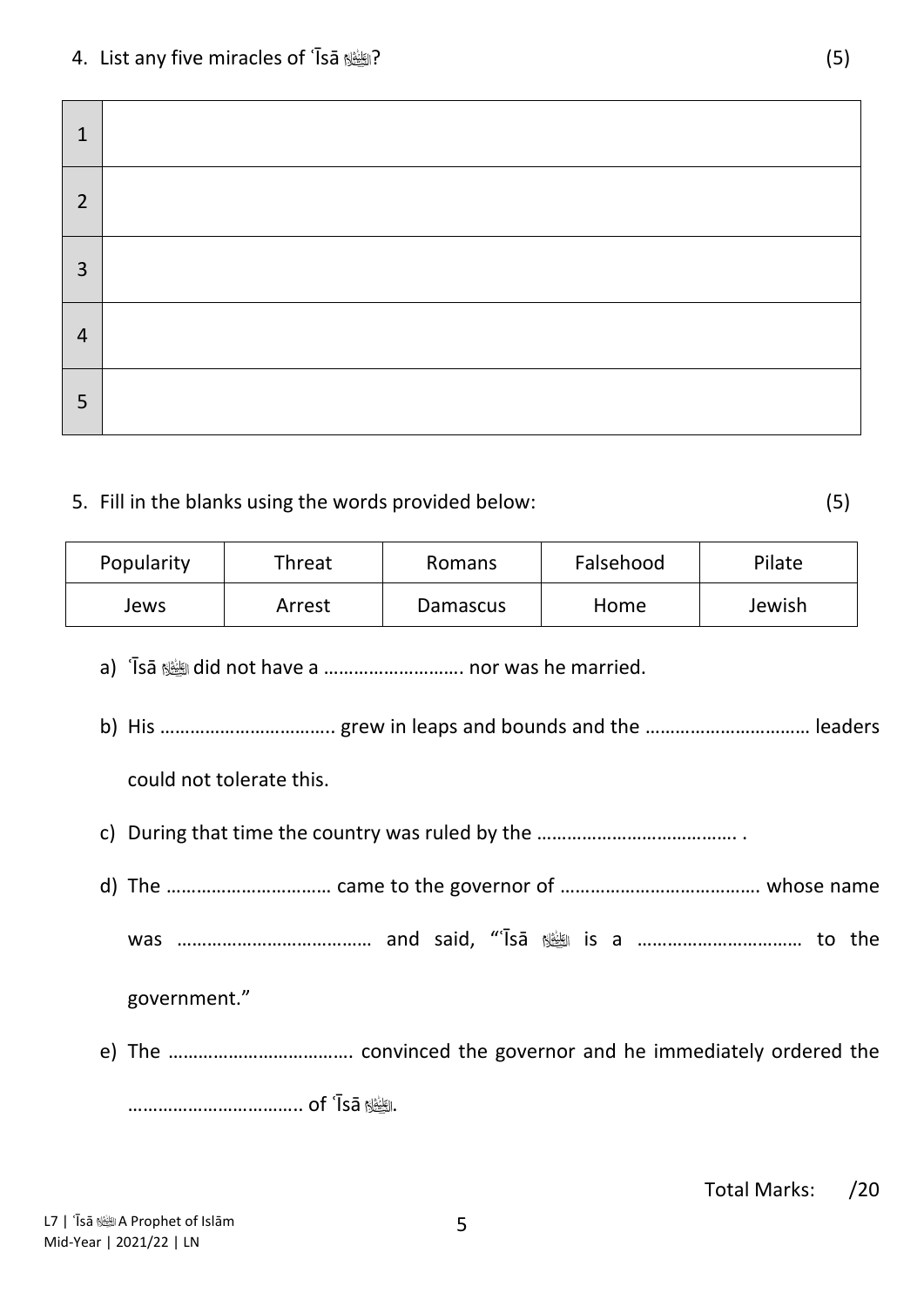4. List any five miracles of ʿĪsā ﷺ? (5)

| | |
|---|---|
| 1 | |
| 2 | |
| 3 | |
| 4 | |
| 5 | |

5. Fill in the blanks using the words provided below: (5)

| Popularity | Threat | Romans | Falsehood | Pilate |
|---|---|---|---|---|
| Jews | Arrest | Damascus | Home | Jewish |

a) ʿĪsā ﷺ did not have a ………………………. nor was he married.

b) His …………………………….. grew in leaps and bounds and the …………………………… leaders could not tolerate this.

c) During that time the country was ruled by the ………………………………… .

d) The …………………………… came to the governor of ………………………………… whose name was ………………………………… and said, "ʿĪsā ﷺ is a …………………………… to the government."

e) The ………………………………. convinced the governor and he immediately ordered the …………………………….. of ʿĪsā ﷺ.

Total Marks: /20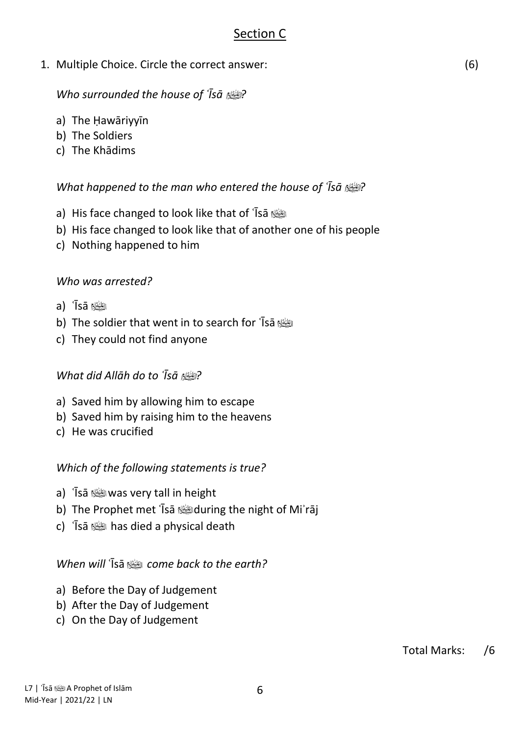## Section C

1. Multiple Choice. Circle the correct answer: (6)

*Who surrounded the house of ʿĪsā ﷺ?*

a) The Ḥawāriyyīn
b) The Soldiers
c) The Khādims

*What happened to the man who entered the house of ʿĪsā ﷺ?*

a) His face changed to look like that of ʿĪsā ﷺ
b) His face changed to look like that of another one of his people
c) Nothing happened to him

*Who was arrested?*

a) ʿĪsā ﷺ
b) The soldier that went in to search for ʿĪsā ﷺ
c) They could not find anyone

*What did Allāh do to ʿĪsā ﷺ?*

a) Saved him by allowing him to escape
b) Saved him by raising him to the heavens
c) He was crucified

*Which of the following statements is true?*

a) ʿĪsā ﷺ was very tall in height
b) The Prophet met ʿĪsā ﷺ during the night of Miʾrāj
c) ʿĪsā ﷺ has died a physical death

*When will ʿĪsā ﷺ come back to the earth?*

a) Before the Day of Judgement
b) After the Day of Judgement
c) On the Day of Judgement

Total Marks: /6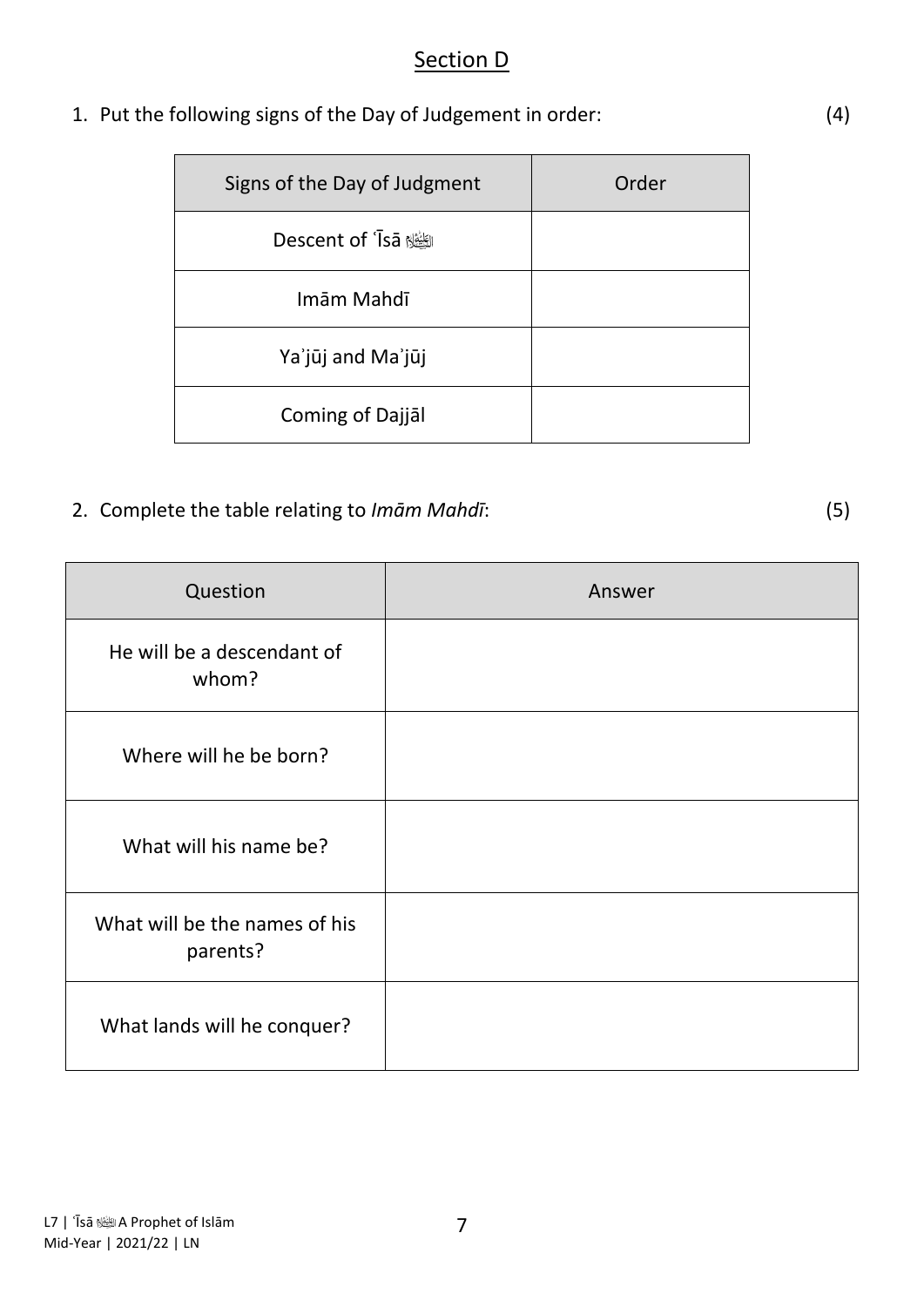## Section D

1. Put the following signs of the Day of Judgement in order: (4)

| Signs of the Day of Judgment | Order |
|---|---|
| Descent of ʿĪsā ﷺ | |
| Imām Mahdī | |
| Yaʾjūj and Maʾjūj | |
| Coming of Dajjāl | |

2. Complete the table relating to *Imām Mahdī*: (5)

| Question | Answer |
|---|---|
| He will be a descendant of whom? | |
| Where will he be born? | |
| What will his name be? | |
| What will be the names of his parents? | |
| What lands will he conquer? | |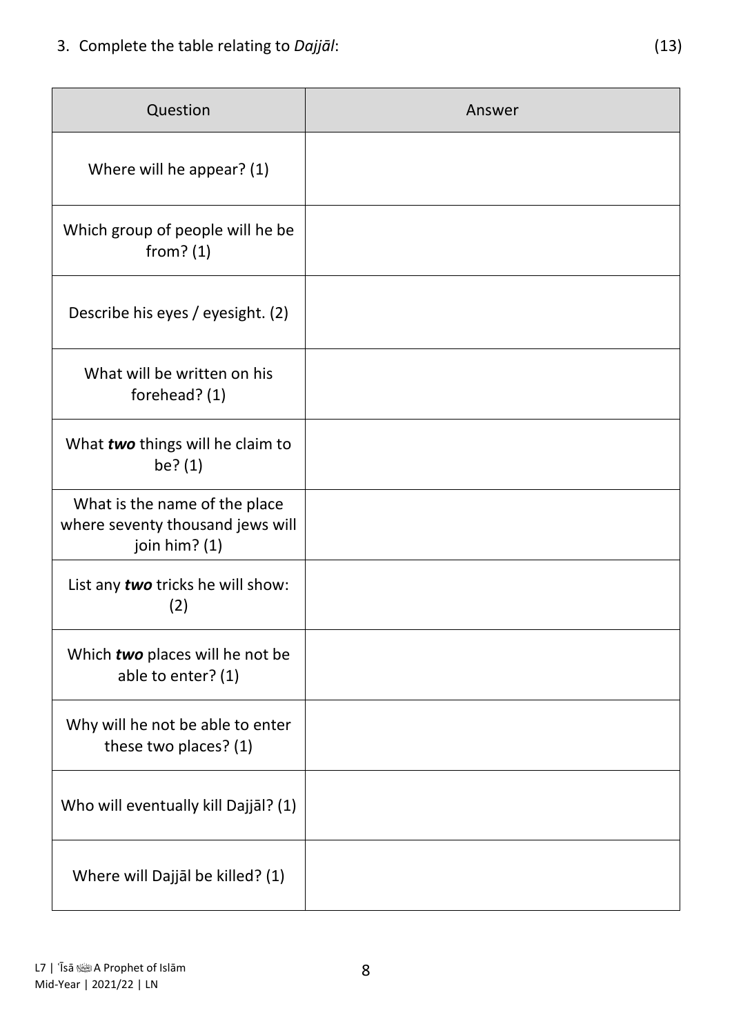3. Complete the table relating to *Dajjāl*: (13)

| Question | Answer |
| --- | --- |
| Where will he appear? (1) | |
| Which group of people will he be from? (1) | |
| Describe his eyes / eyesight. (2) | |
| What will be written on his forehead? (1) | |
| What ***two*** things will he claim to be? (1) | |
| What is the name of the place where seventy thousand jews will join him? (1) | |
| List any ***two*** tricks he will show: (2) | |
| Which ***two*** places will he not be able to enter? (1) | |
| Why will he not be able to enter these two places? (1) | |
| Who will eventually kill Dajjāl? (1) | |
| Where will Dajjāl be killed? (1) | |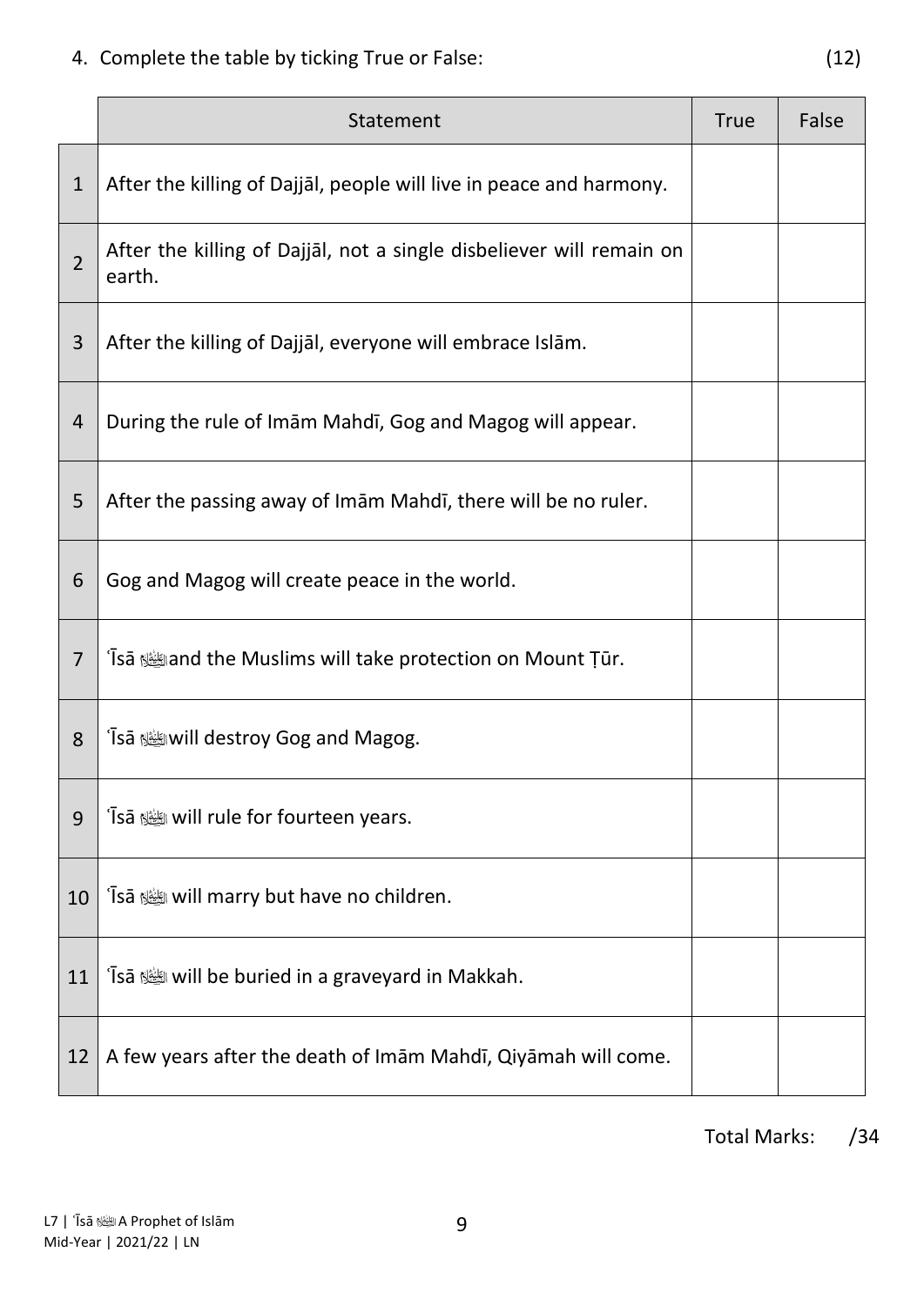4. Complete the table by ticking True or False: (12)

| | Statement | True | False |
|---|---|---|---|
| 1 | After the killing of Dajjāl, people will live in peace and harmony. | | |
| 2 | After the killing of Dajjāl, not a single disbeliever will remain on earth. | | |
| 3 | After the killing of Dajjāl, everyone will embrace Islām. | | |
| 4 | During the rule of Imām Mahdī, Gog and Magog will appear. | | |
| 5 | After the passing away of Imām Mahdī, there will be no ruler. | | |
| 6 | Gog and Magog will create peace in the world. | | |
| 7 | ʿĪsā عليه السلام and the Muslims will take protection on Mount Ṭūr. | | |
| 8 | ʿĪsā عليه السلام will destroy Gog and Magog. | | |
| 9 | ʿĪsā عليه السلام will rule for fourteen years. | | |
| 10 | ʿĪsā عليه السلام will marry but have no children. | | |
| 11 | ʿĪsā عليه السلام will be buried in a graveyard in Makkah. | | |
| 12 | A few years after the death of Imām Mahdī, Qiyāmah will come. | | |

Total Marks: /34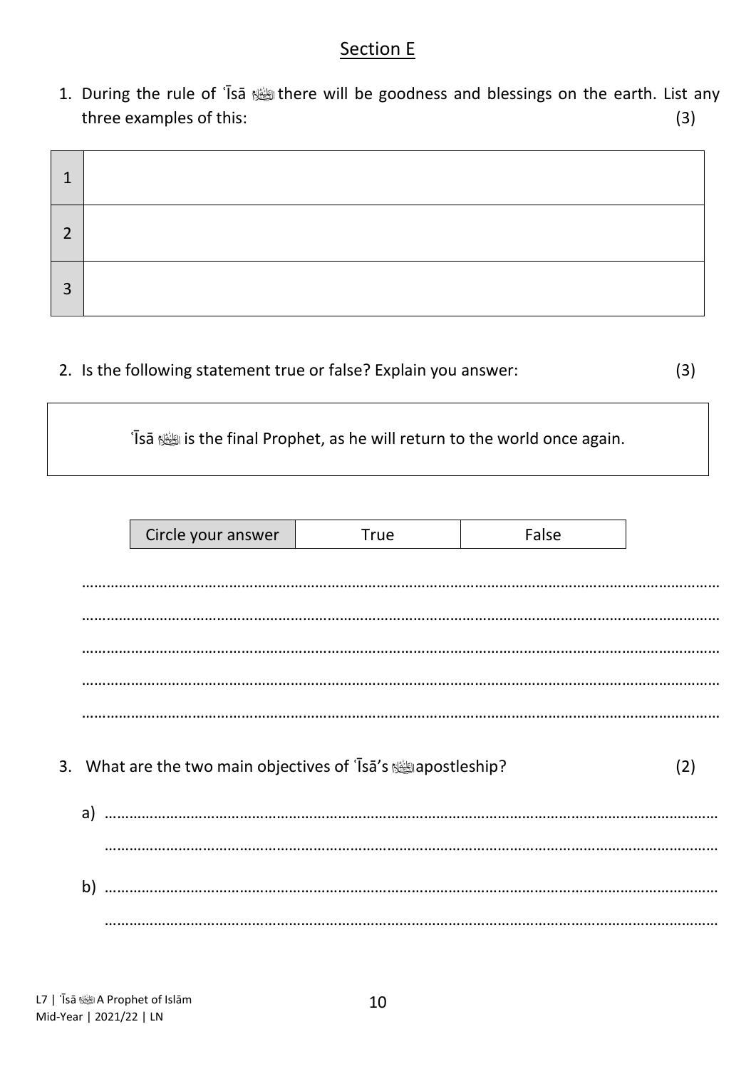## Section E

1. During the rule of ʿĪsā ﷺ there will be goodness and blessings on the earth. List any three examples of this: (3)

| | |
|---|---|
| 1 | |
| 2 | |
| 3 | |

2. Is the following statement true or false? Explain you answer: (3)

> ʿĪsā ﷺ is the final Prophet, as he will return to the world once again.

| Circle your answer | True | False |
|---|---|---|

…………………………………………………………………………………………………………………………………

…………………………………………………………………………………………………………………………………

…………………………………………………………………………………………………………………………………

…………………………………………………………………………………………………………………………………

…………………………………………………………………………………………………………………………………

3. What are the two main objectives of ʿĪsā's ﷺ apostleship? (2)

a) …………………………………………………………………………………………………………………………………

…………………………………………………………………………………………………………………………………

b) …………………………………………………………………………………………………………………………………

…………………………………………………………………………………………………………………………………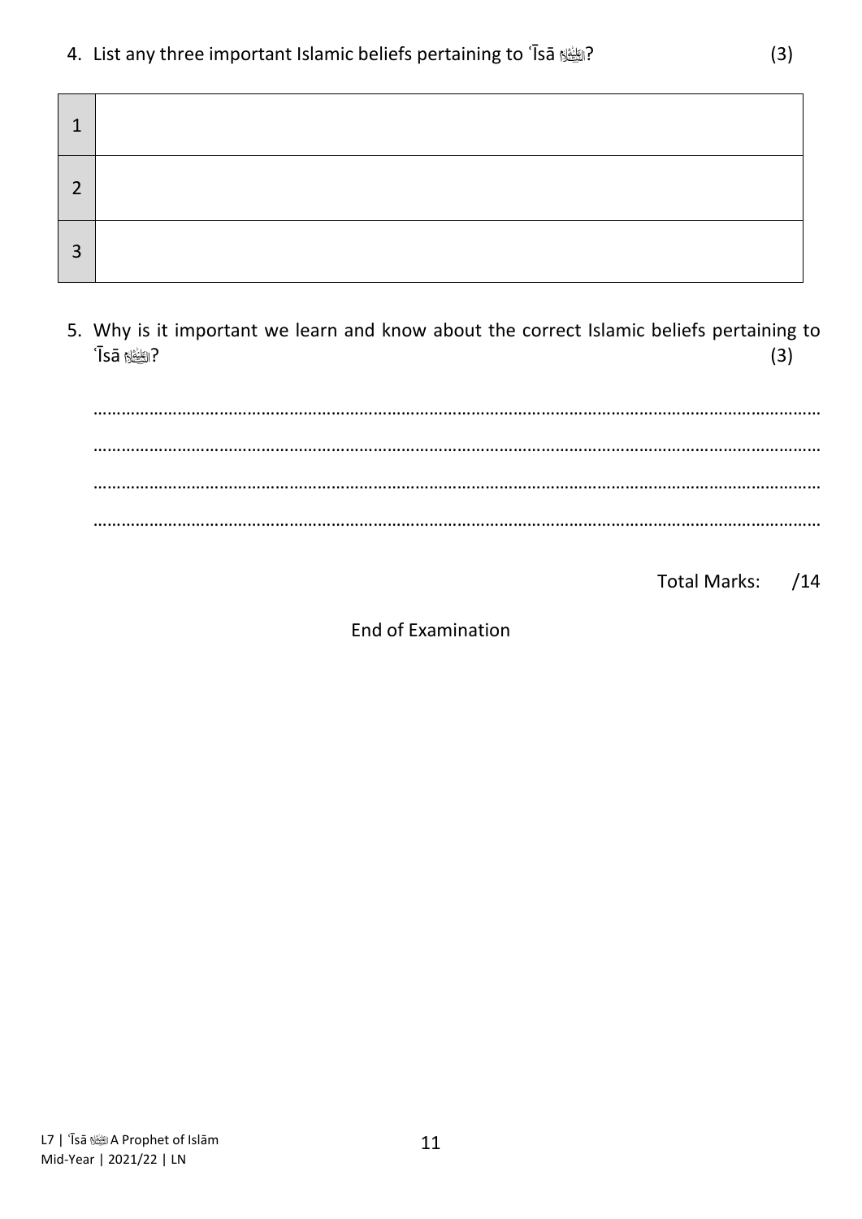4. List any three important Islamic beliefs pertaining to ʿĪsā ﷺ? (3)

| | |
|---|---|
| 1 | |
| 2 | |
| 3 | |

5. Why is it important we learn and know about the correct Islamic beliefs pertaining to ʿĪsā ﷺ? (3)

…………………………………………………………………………………………………………………………………………

…………………………………………………………………………………………………………………………………………

…………………………………………………………………………………………………………………………………………

…………………………………………………………………………………………………………………………………………

Total Marks: /14

End of Examination